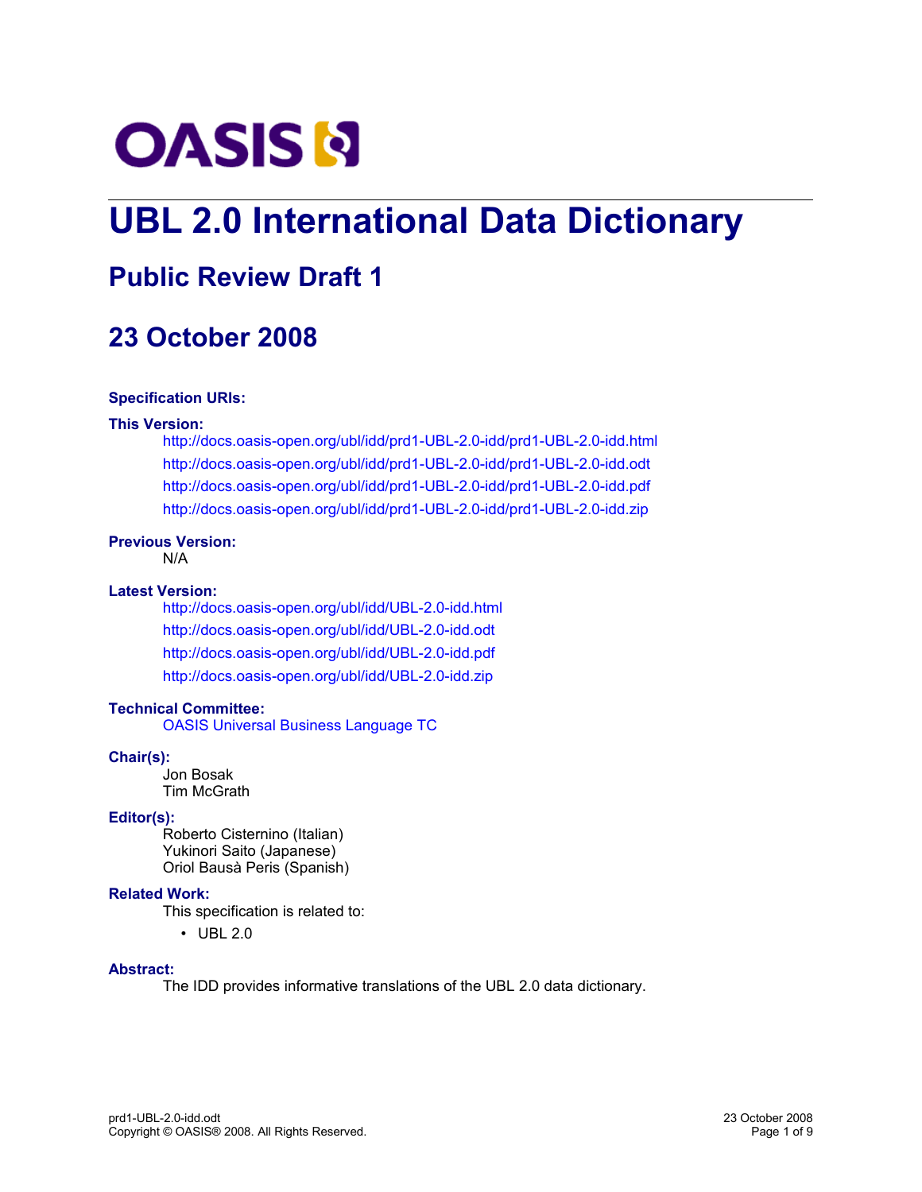# UBL 2.0 International Data Dictionary

## Public Review Draft 1

## 23 October 2008

**Specification URIs:**

**This Version:**

http://docs.oasis-open.org/ubl/idd/prd1-UBL-2.0-idd/prd1-UBL-2.0-idd.html
http://docs.oasis-open.org/ubl/idd/prd1-UBL-2.0-idd/prd1-UBL-2.0-idd.odt
http://docs.oasis-open.org/ubl/idd/prd1-UBL-2.0-idd/prd1-UBL-2.0-idd.pdf
http://docs.oasis-open.org/ubl/idd/prd1-UBL-2.0-idd/prd1-UBL-2.0-idd.zip

**Previous Version:**

N/A

**Latest Version:**

http://docs.oasis-open.org/ubl/idd/UBL-2.0-idd.html
http://docs.oasis-open.org/ubl/idd/UBL-2.0-idd.odt
http://docs.oasis-open.org/ubl/idd/UBL-2.0-idd.pdf
http://docs.oasis-open.org/ubl/idd/UBL-2.0-idd.zip

**Technical Committee:**

OASIS Universal Business Language TC

**Chair(s):**

Jon Bosak
Tim McGrath

**Editor(s):**

Roberto Cisternino (Italian)
Yukinori Saito (Japanese)
Oriol Bausà Peris (Spanish)

**Related Work:**

This specification is related to:

- UBL 2.0

**Abstract:**

The IDD provides informative translations of the UBL 2.0 data dictionary.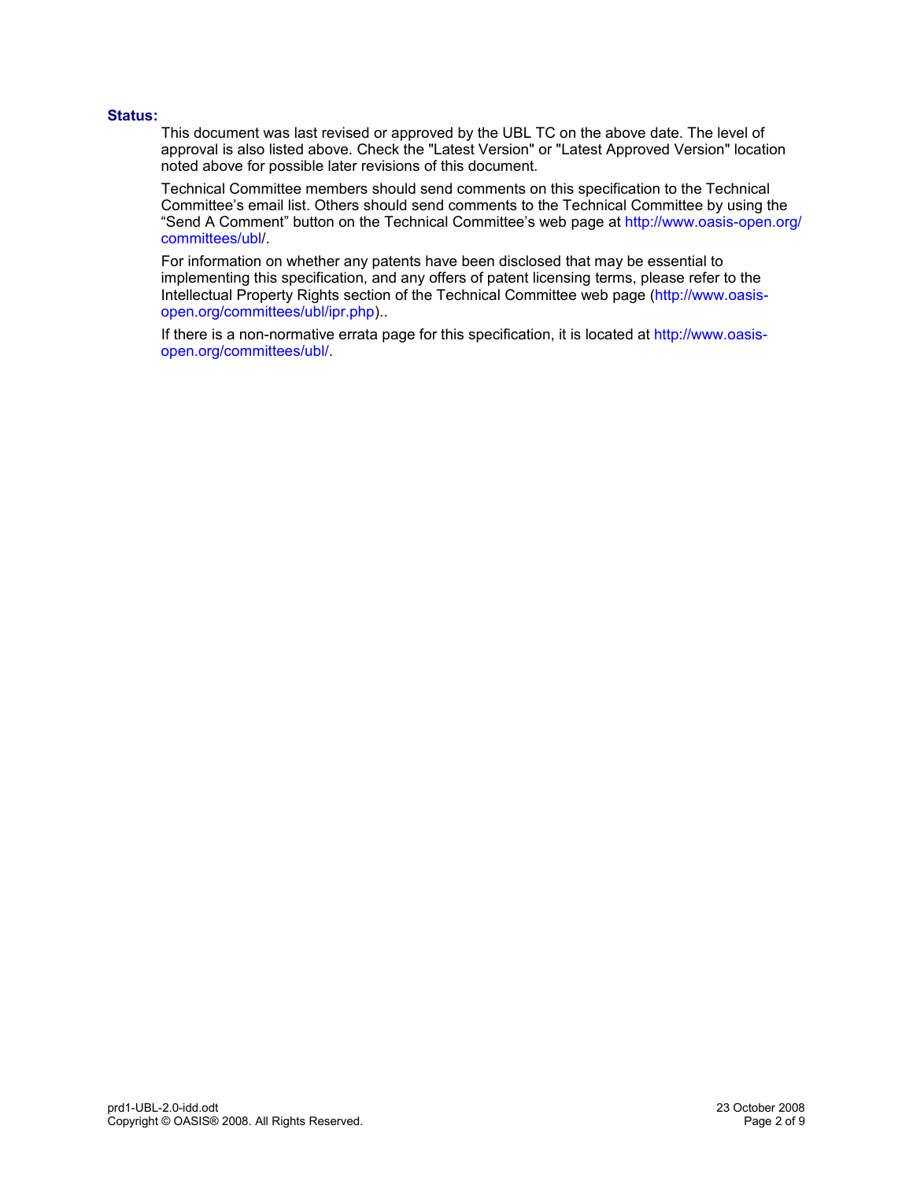**Status:**

This document was last revised or approved by the UBL TC on the above date. The level of approval is also listed above. Check the "Latest Version" or "Latest Approved Version" location noted above for possible later revisions of this document.

Technical Committee members should send comments on this specification to the Technical Committee's email list. Others should send comments to the Technical Committee by using the "Send A Comment" button on the Technical Committee's web page at http://www.oasis-open.org/committees/ubl/.

For information on whether any patents have been disclosed that may be essential to implementing this specification, and any offers of patent licensing terms, please refer to the Intellectual Property Rights section of the Technical Committee web page (http://www.oasis-open.org/committees/ubl/ipr.php)..

If there is a non-normative errata page for this specification, it is located at http://www.oasis-open.org/committees/ubl/.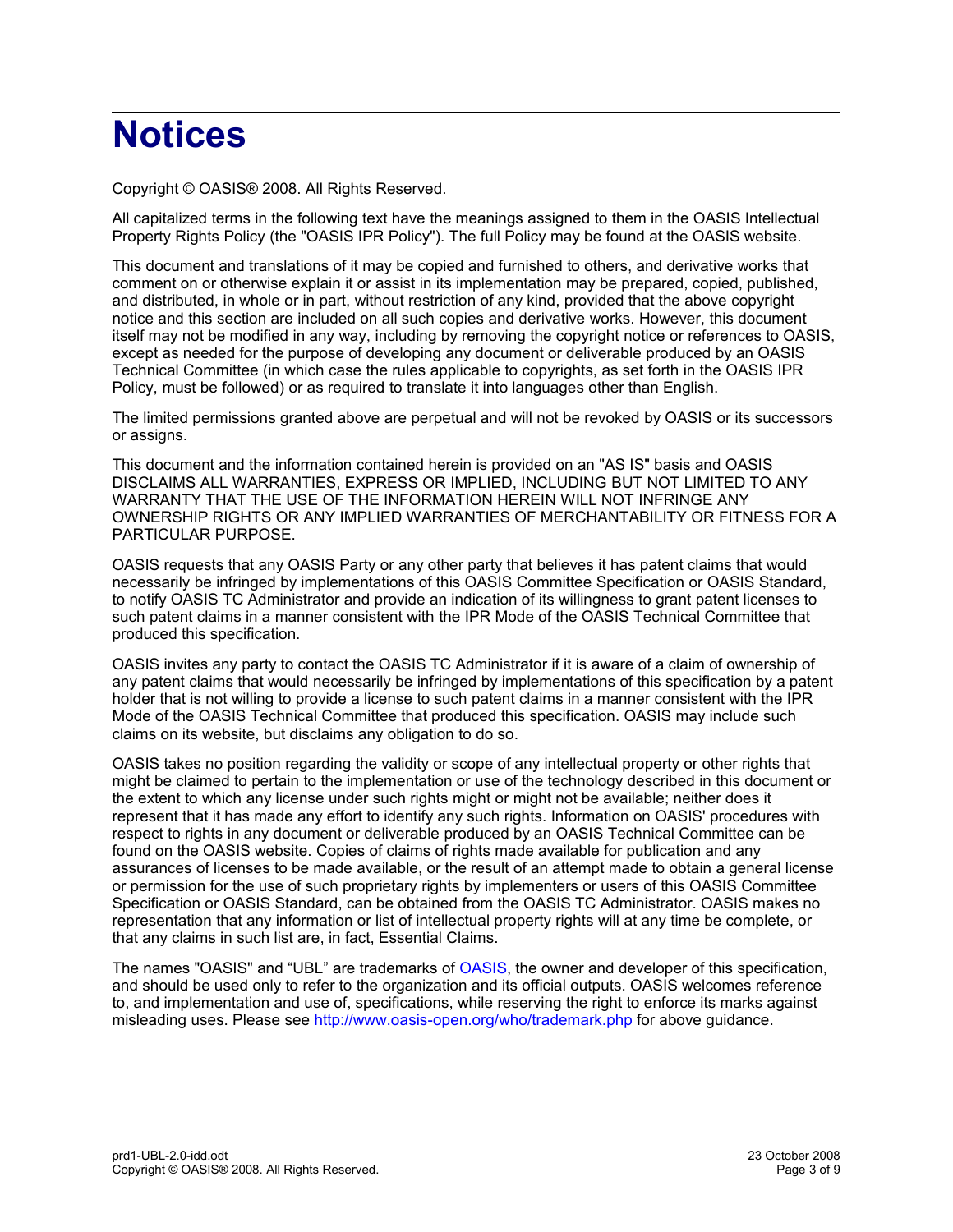# Notices

Copyright © OASIS® 2008. All Rights Reserved.

All capitalized terms in the following text have the meanings assigned to them in the OASIS Intellectual Property Rights Policy (the "OASIS IPR Policy"). The full Policy may be found at the OASIS website.

This document and translations of it may be copied and furnished to others, and derivative works that comment on or otherwise explain it or assist in its implementation may be prepared, copied, published, and distributed, in whole or in part, without restriction of any kind, provided that the above copyright notice and this section are included on all such copies and derivative works. However, this document itself may not be modified in any way, including by removing the copyright notice or references to OASIS, except as needed for the purpose of developing any document or deliverable produced by an OASIS Technical Committee (in which case the rules applicable to copyrights, as set forth in the OASIS IPR Policy, must be followed) or as required to translate it into languages other than English.

The limited permissions granted above are perpetual and will not be revoked by OASIS or its successors or assigns.

This document and the information contained herein is provided on an "AS IS" basis and OASIS DISCLAIMS ALL WARRANTIES, EXPRESS OR IMPLIED, INCLUDING BUT NOT LIMITED TO ANY WARRANTY THAT THE USE OF THE INFORMATION HEREIN WILL NOT INFRINGE ANY OWNERSHIP RIGHTS OR ANY IMPLIED WARRANTIES OF MERCHANTABILITY OR FITNESS FOR A PARTICULAR PURPOSE.

OASIS requests that any OASIS Party or any other party that believes it has patent claims that would necessarily be infringed by implementations of this OASIS Committee Specification or OASIS Standard, to notify OASIS TC Administrator and provide an indication of its willingness to grant patent licenses to such patent claims in a manner consistent with the IPR Mode of the OASIS Technical Committee that produced this specification.

OASIS invites any party to contact the OASIS TC Administrator if it is aware of a claim of ownership of any patent claims that would necessarily be infringed by implementations of this specification by a patent holder that is not willing to provide a license to such patent claims in a manner consistent with the IPR Mode of the OASIS Technical Committee that produced this specification. OASIS may include such claims on its website, but disclaims any obligation to do so.

OASIS takes no position regarding the validity or scope of any intellectual property or other rights that might be claimed to pertain to the implementation or use of the technology described in this document or the extent to which any license under such rights might or might not be available; neither does it represent that it has made any effort to identify any such rights. Information on OASIS' procedures with respect to rights in any document or deliverable produced by an OASIS Technical Committee can be found on the OASIS website. Copies of claims of rights made available for publication and any assurances of licenses to be made available, or the result of an attempt made to obtain a general license or permission for the use of such proprietary rights by implementers or users of this OASIS Committee Specification or OASIS Standard, can be obtained from the OASIS TC Administrator. OASIS makes no representation that any information or list of intellectual property rights will at any time be complete, or that any claims in such list are, in fact, Essential Claims.

The names "OASIS" and "UBL" are trademarks of OASIS, the owner and developer of this specification, and should be used only to refer to the organization and its official outputs. OASIS welcomes reference to, and implementation and use of, specifications, while reserving the right to enforce its marks against misleading uses. Please see http://www.oasis-open.org/who/trademark.php for above guidance.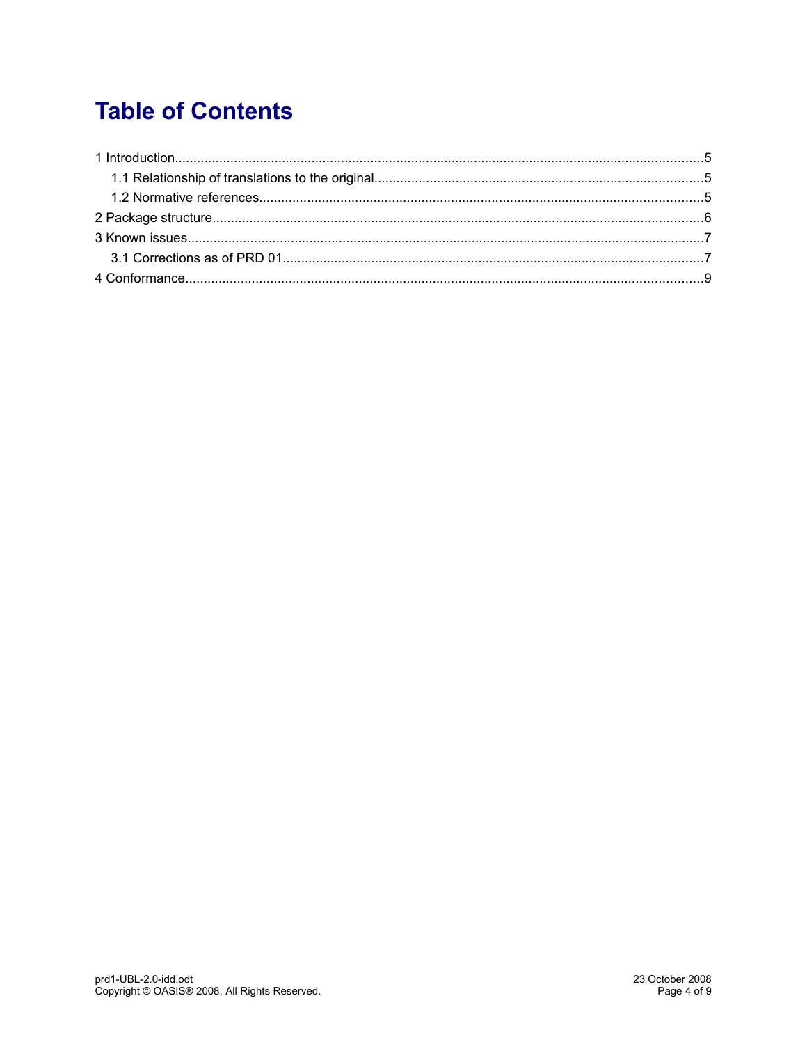# Table of Contents

1 Introduction.....5
- 1.1 Relationship of translations to the original.....5
- 1.2 Normative references.....5

2 Package structure.....6

3 Known issues.....7
- 3.1 Corrections as of PRD 01.....7

4 Conformance.....9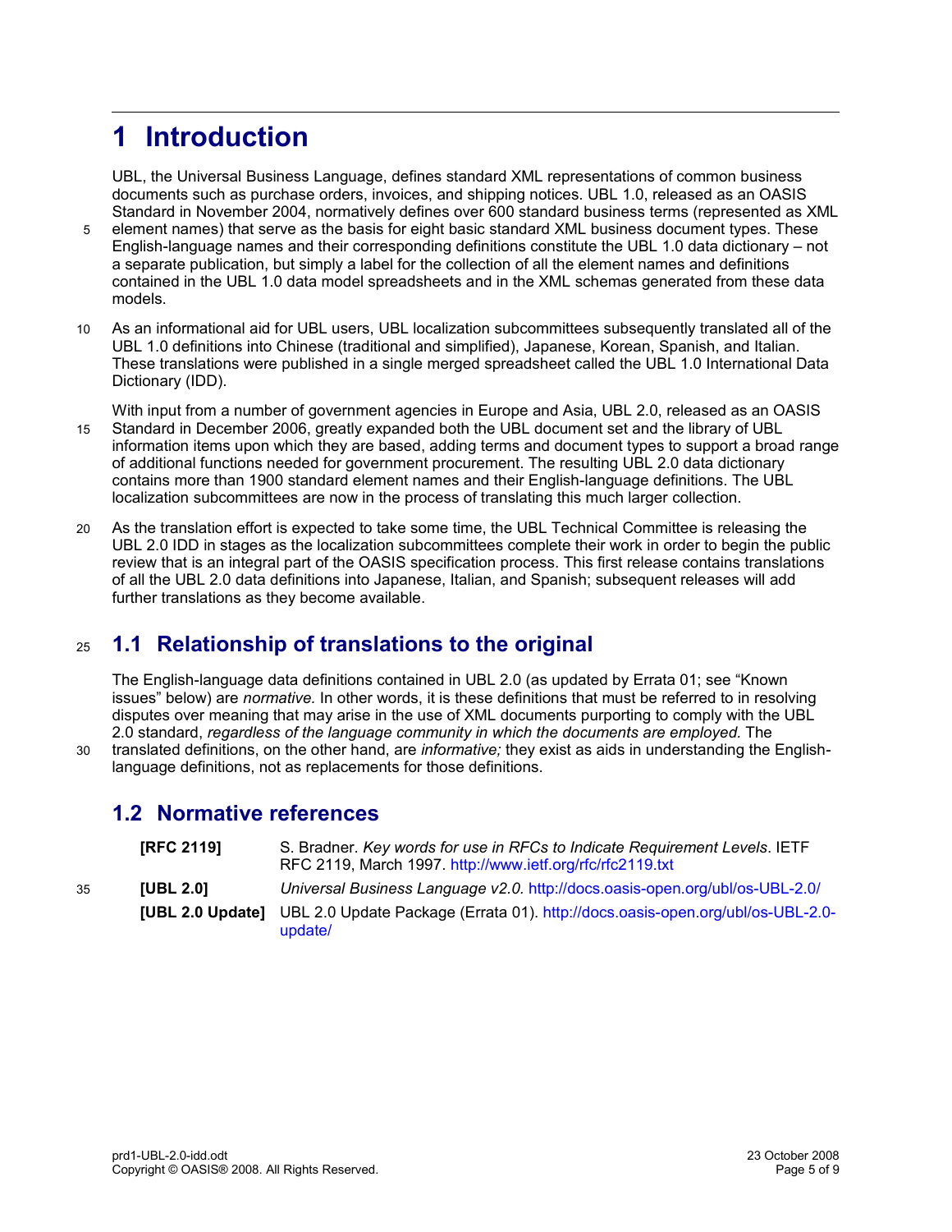# 1 Introduction

UBL, the Universal Business Language, defines standard XML representations of common business documents such as purchase orders, invoices, and shipping notices. UBL 1.0, released as an OASIS Standard in November 2004, normatively defines over 600 standard business terms (represented as XML element names) that serve as the basis for eight basic standard XML business document types. These English-language names and their corresponding definitions constitute the UBL 1.0 data dictionary – not a separate publication, but simply a label for the collection of all the element names and definitions contained in the UBL 1.0 data model spreadsheets and in the XML schemas generated from these data models.

As an informational aid for UBL users, UBL localization subcommittees subsequently translated all of the UBL 1.0 definitions into Chinese (traditional and simplified), Japanese, Korean, Spanish, and Italian. These translations were published in a single merged spreadsheet called the UBL 1.0 International Data Dictionary (IDD).

With input from a number of government agencies in Europe and Asia, UBL 2.0, released as an OASIS Standard in December 2006, greatly expanded both the UBL document set and the library of UBL information items upon which they are based, adding terms and document types to support a broad range of additional functions needed for government procurement. The resulting UBL 2.0 data dictionary contains more than 1900 standard element names and their English-language definitions. The UBL localization subcommittees are now in the process of translating this much larger collection.

As the translation effort is expected to take some time, the UBL Technical Committee is releasing the UBL 2.0 IDD in stages as the localization subcommittees complete their work in order to begin the public review that is an integral part of the OASIS specification process. This first release contains translations of all the UBL 2.0 data definitions into Japanese, Italian, and Spanish; subsequent releases will add further translations as they become available.

## 1.1 Relationship of translations to the original

The English-language data definitions contained in UBL 2.0 (as updated by Errata 01; see “Known issues” below) are *normative.* In other words, it is these definitions that must be referred to in resolving disputes over meaning that may arise in the use of XML documents purporting to comply with the UBL 2.0 standard, *regardless of the language community in which the documents are employed.* The translated definitions, on the other hand, are *informative;* they exist as aids in understanding the English-language definitions, not as replacements for those definitions.

## 1.2 Normative references

**[RFC 2119]** S. Bradner. *Key words for use in RFCs to Indicate Requirement Levels*. IETF RFC 2119, March 1997. http://www.ietf.org/rfc/rfc2119.txt

**[UBL 2.0]** *Universal Business Language v2.0*. http://docs.oasis-open.org/ubl/os-UBL-2.0/

**[UBL 2.0 Update]** UBL 2.0 Update Package (Errata 01). http://docs.oasis-open.org/ubl/os-UBL-2.0-update/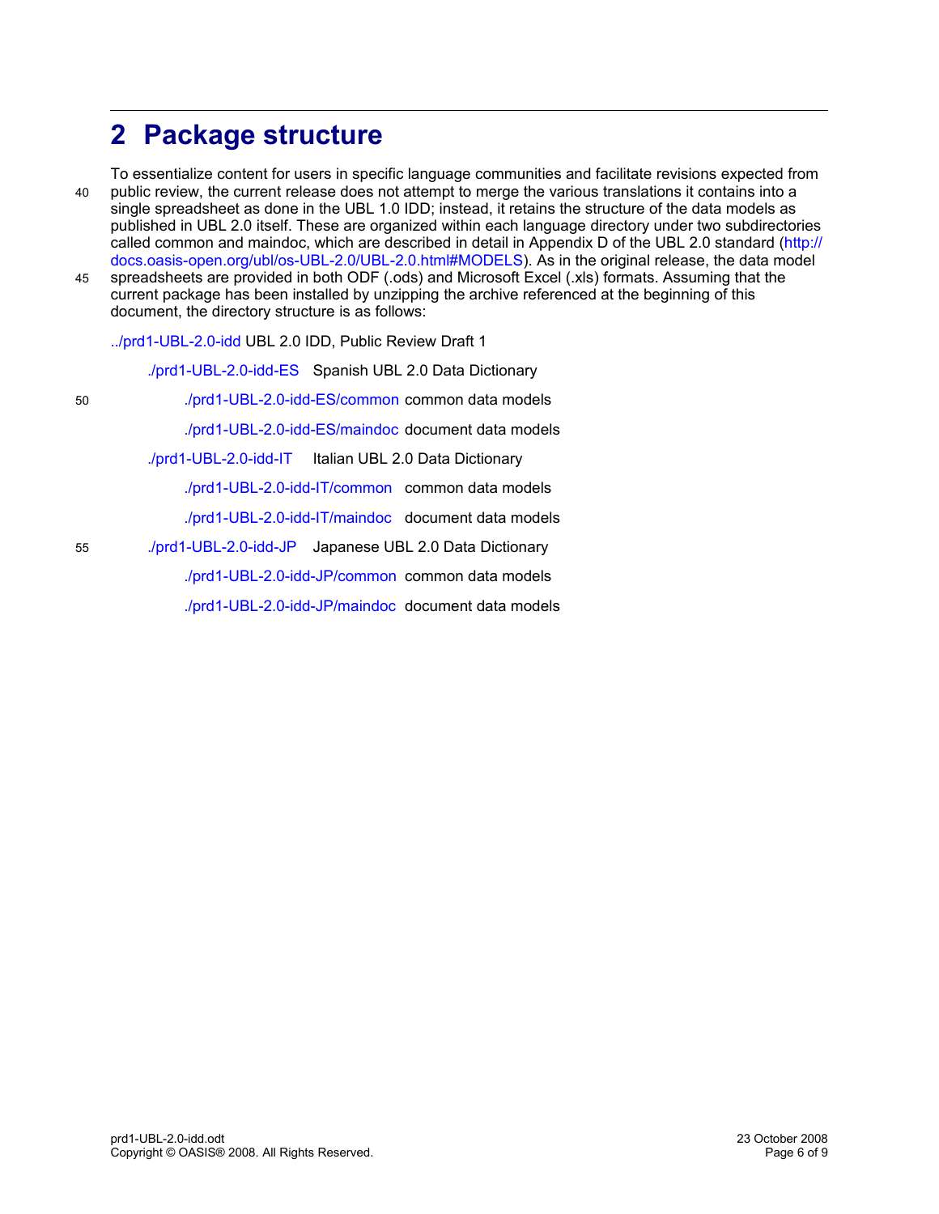# 2 Package structure

To essentialize content for users in specific language communities and facilitate revisions expected from public review, the current release does not attempt to merge the various translations it contains into a single spreadsheet as done in the UBL 1.0 IDD; instead, it retains the structure of the data models as published in UBL 2.0 itself. These are organized within each language directory under two subdirectories called common and maindoc, which are described in detail in Appendix D of the UBL 2.0 standard (http://docs.oasis-open.org/ubl/os-UBL-2.0/UBL-2.0.html#MODELS). As in the original release, the data model spreadsheets are provided in both ODF (.ods) and Microsoft Excel (.xls) formats. Assuming that the current package has been installed by unzipping the archive referenced at the beginning of this document, the directory structure is as follows:

../prd1-UBL-2.0-idd UBL 2.0 IDD, Public Review Draft 1

- ./prd1-UBL-2.0-idd-ES Spanish UBL 2.0 Data Dictionary
  - ./prd1-UBL-2.0-idd-ES/common common data models
  - ./prd1-UBL-2.0-idd-ES/maindoc document data models
- ./prd1-UBL-2.0-idd-IT Italian UBL 2.0 Data Dictionary
  - ./prd1-UBL-2.0-idd-IT/common common data models
  - ./prd1-UBL-2.0-idd-IT/maindoc document data models
- ./prd1-UBL-2.0-idd-JP Japanese UBL 2.0 Data Dictionary
  - ./prd1-UBL-2.0-idd-JP/common common data models
  - ./prd1-UBL-2.0-idd-JP/maindoc document data models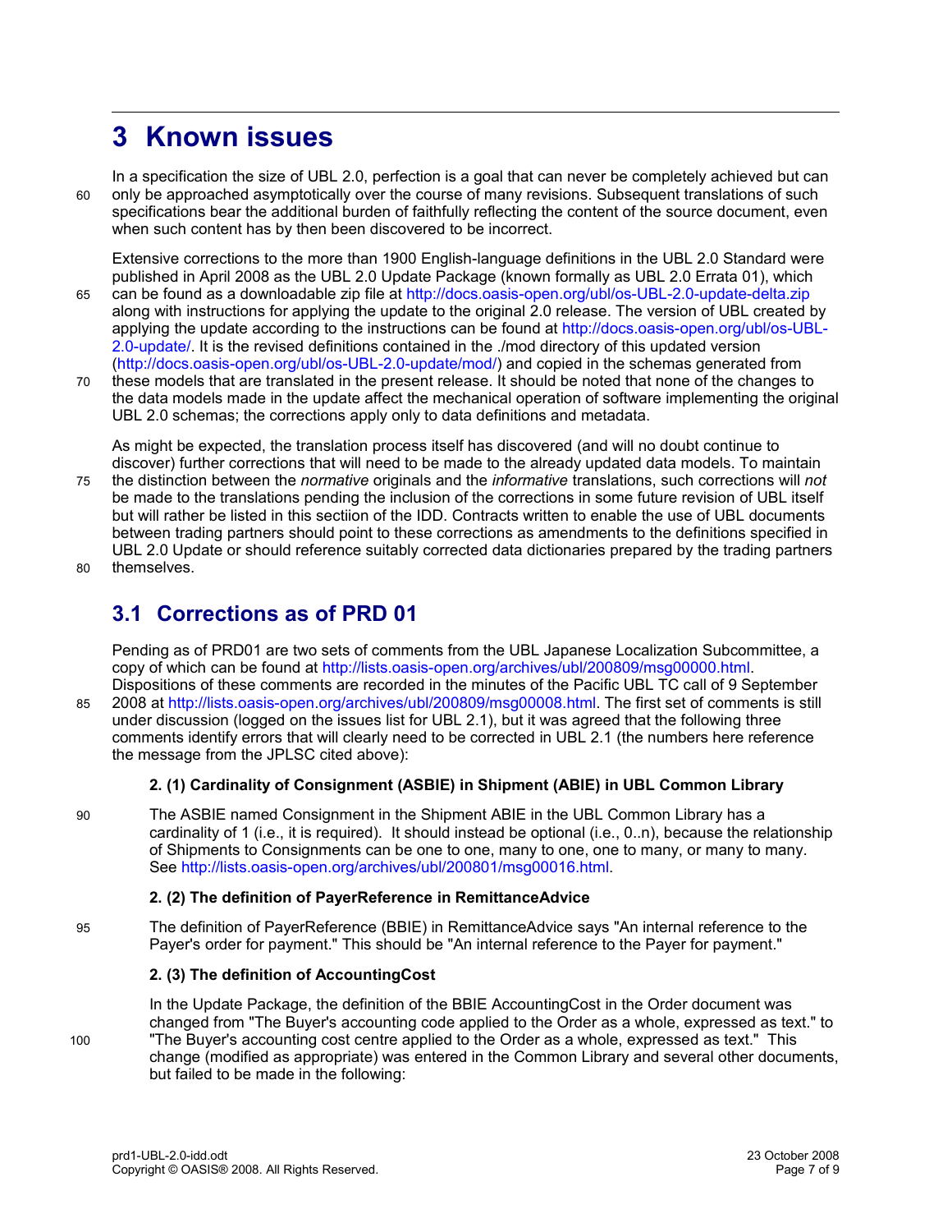# 3 Known issues

In a specification the size of UBL 2.0, perfection is a goal that can never be completely achieved but can only be approached asymptotically over the course of many revisions. Subsequent translations of such specifications bear the additional burden of faithfully reflecting the content of the source document, even when such content has by then been discovered to be incorrect.

Extensive corrections to the more than 1900 English-language definitions in the UBL 2.0 Standard were published in April 2008 as the UBL 2.0 Update Package (known formally as UBL 2.0 Errata 01), which can be found as a downloadable zip file at http://docs.oasis-open.org/ubl/os-UBL-2.0-update-delta.zip along with instructions for applying the update to the original 2.0 release. The version of UBL created by applying the update according to the instructions can be found at http://docs.oasis-open.org/ubl/os-UBL-2.0-update/. It is the revised definitions contained in the ./mod directory of this updated version (http://docs.oasis-open.org/ubl/os-UBL-2.0-update/mod/) and copied in the schemas generated from these models that are translated in the present release. It should be noted that none of the changes to the data models made in the update affect the mechanical operation of software implementing the original UBL 2.0 schemas; the corrections apply only to data definitions and metadata.

As might be expected, the translation process itself has discovered (and will no doubt continue to discover) further corrections that will need to be made to the already updated data models. To maintain the distinction between the *normative* originals and the *informative* translations, such corrections will *not* be made to the translations pending the inclusion of the corrections in some future revision of UBL itself but will rather be listed in this sectiion of the IDD. Contracts written to enable the use of UBL documents between trading partners should point to these corrections as amendments to the definitions specified in UBL 2.0 Update or should reference suitably corrected data dictionaries prepared by the trading partners themselves.

## 3.1 Corrections as of PRD 01

Pending as of PRD01 are two sets of comments from the UBL Japanese Localization Subcommittee, a copy of which can be found at http://lists.oasis-open.org/archives/ubl/200809/msg00000.html. Dispositions of these comments are recorded in the minutes of the Pacific UBL TC call of 9 September 2008 at http://lists.oasis-open.org/archives/ubl/200809/msg00008.html. The first set of comments is still under discussion (logged on the issues list for UBL 2.1), but it was agreed that the following three comments identify errors that will clearly need to be corrected in UBL 2.1 (the numbers here reference the message from the JPLSC cited above):

**2. (1) Cardinality of Consignment (ASBIE) in Shipment (ABIE) in UBL Common Library**

The ASBIE named Consignment in the Shipment ABIE in the UBL Common Library has a cardinality of 1 (i.e., it is required). It should instead be optional (i.e., 0..n), because the relationship of Shipments to Consignments can be one to one, many to one, one to many, or many to many. See http://lists.oasis-open.org/archives/ubl/200801/msg00016.html.

**2. (2) The definition of PayerReference in RemittanceAdvice**

The definition of PayerReference (BBIE) in RemittanceAdvice says "An internal reference to the Payer's order for payment." This should be "An internal reference to the Payer for payment."

**2. (3) The definition of AccountingCost**

In the Update Package, the definition of the BBIE AccountingCost in the Order document was changed from "The Buyer's accounting code applied to the Order as a whole, expressed as text." to "The Buyer's accounting cost centre applied to the Order as a whole, expressed as text." This change (modified as appropriate) was entered in the Common Library and several other documents, but failed to be made in the following: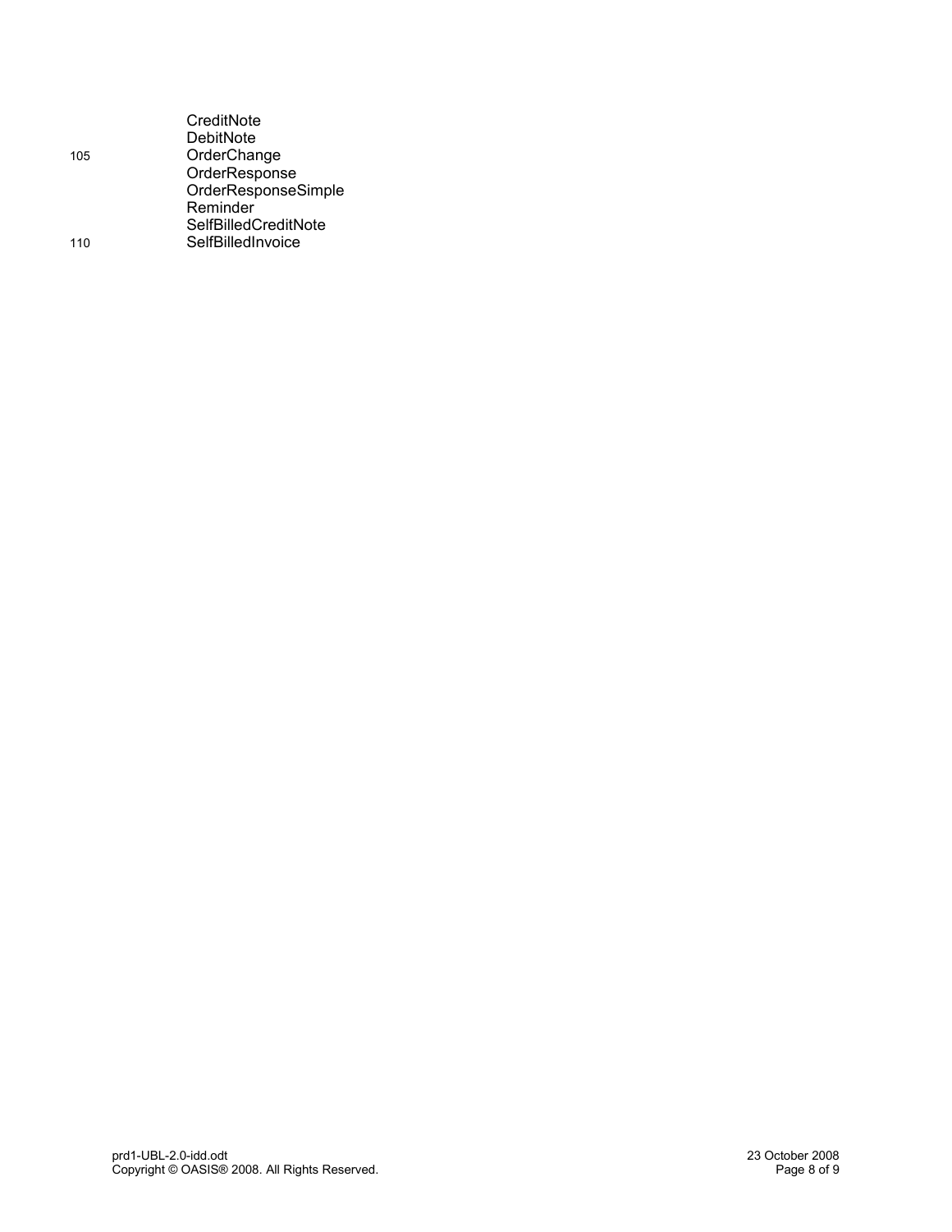CreditNote
DebitNote
OrderChange
OrderResponse
OrderResponseSimple
Reminder
SelfBilledCreditNote
SelfBilledInvoice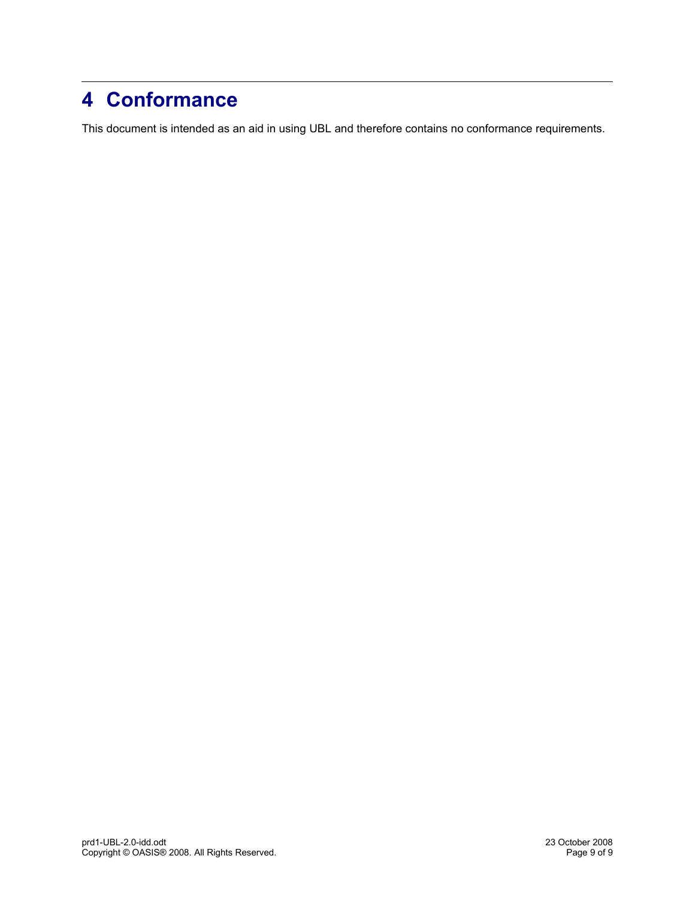# 4 Conformance

This document is intended as an aid in using UBL and therefore contains no conformance requirements.